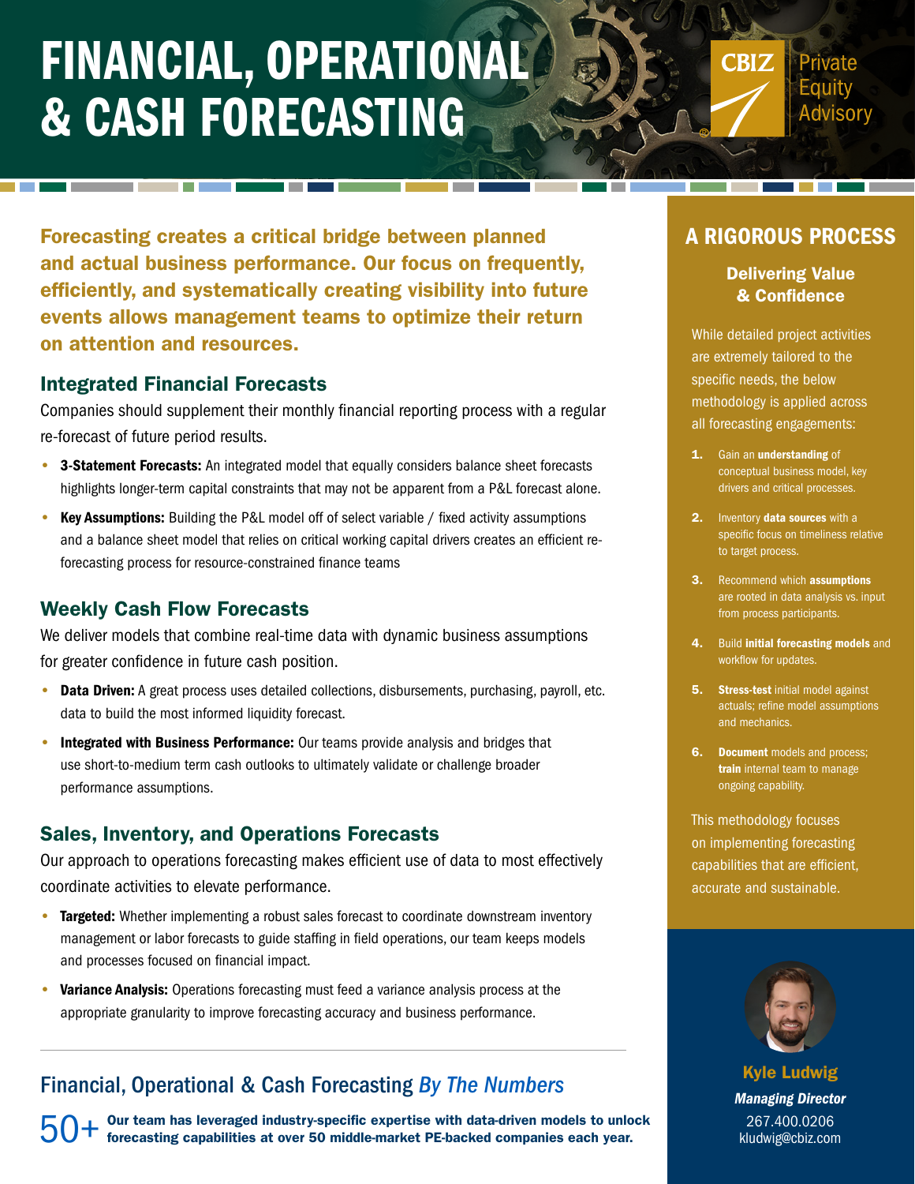# FINANCIAL, OPERATIONAL & CASH FORECASTING

CBIZ Private Equity Advisory

**Forecasting creates a critical bridge between planned and actual business performance. Our focus on frequently, efficiently, and systematically creating visibility into future events allows management teams to optimize their return on attention and resources.**

## Integrated Financial Forecasts

Companies should supplement their monthly financial reporting process with a regular re-forecast of future period results.

- **3-Statement Forecasts:** An integrated model that equally considers balance sheet forecasts highlights longer-term capital constraints that may not be apparent from a P&L forecast alone.
- **Key Assumptions:** Building the P&L model off of select variable / fixed activity assumptions and a balance sheet model that relies on critical working capital drivers creates an efficient re-forecasting process for resource-constrained finance teams

## Weekly Cash Flow Forecasts

We deliver models that combine real-time data with dynamic business assumptions for greater confidence in future cash position.

- **Data Driven:** A great process uses detailed collections, disbursements, purchasing, payroll, etc. data to build the most informed liquidity forecast.
- **Integrated with Business Performance:** Our teams provide analysis and bridges that use short-to-medium term cash outlooks to ultimately validate or challenge broader performance assumptions.

## Sales, Inventory, and Operations Forecasts

Our approach to operations forecasting makes efficient use of data to most effectively coordinate activities to elevate performance.

- **Targeted:** Whether implementing a robust sales forecast to coordinate downstream inventory management or labor forecasts to guide staffing in field operations, our team keeps models and processes focused on financial impact.
- **Variance Analysis:** Operations forecasting must feed a variance analysis process at the appropriate granularity to improve forecasting accuracy and business performance.

---

## Financial, Operational & Cash Forecasting *By The Numbers*

**50+** **Our team has leveraged industry-specific expertise with data-driven models to unlock forecasting capabilities at over 50 middle-market PE-backed companies each year.**

## A RIGOROUS PROCESS

### Delivering Value & Confidence

While detailed project activities are extremely tailored to the specific needs, the below methodology is applied across all forecasting engagements:

1. Gain an **understanding** of conceptual business model, key drivers and critical processes.
2. Inventory **data sources** with a specific focus on timeliness relative to target process.
3. Recommend which **assumptions** are rooted in data analysis vs. input from process participants.
4. Build **initial forecasting models** and workflow for updates.
5. **Stress-test** initial model against actuals; refine model assumptions and mechanics.
6. **Document** models and process; **train** internal team to manage ongoing capability.

This methodology focuses on implementing forecasting capabilities that are efficient, accurate and sustainable.

**Kyle Ludwig**
*Managing Director*
267.400.0206
kludwig@cbiz.com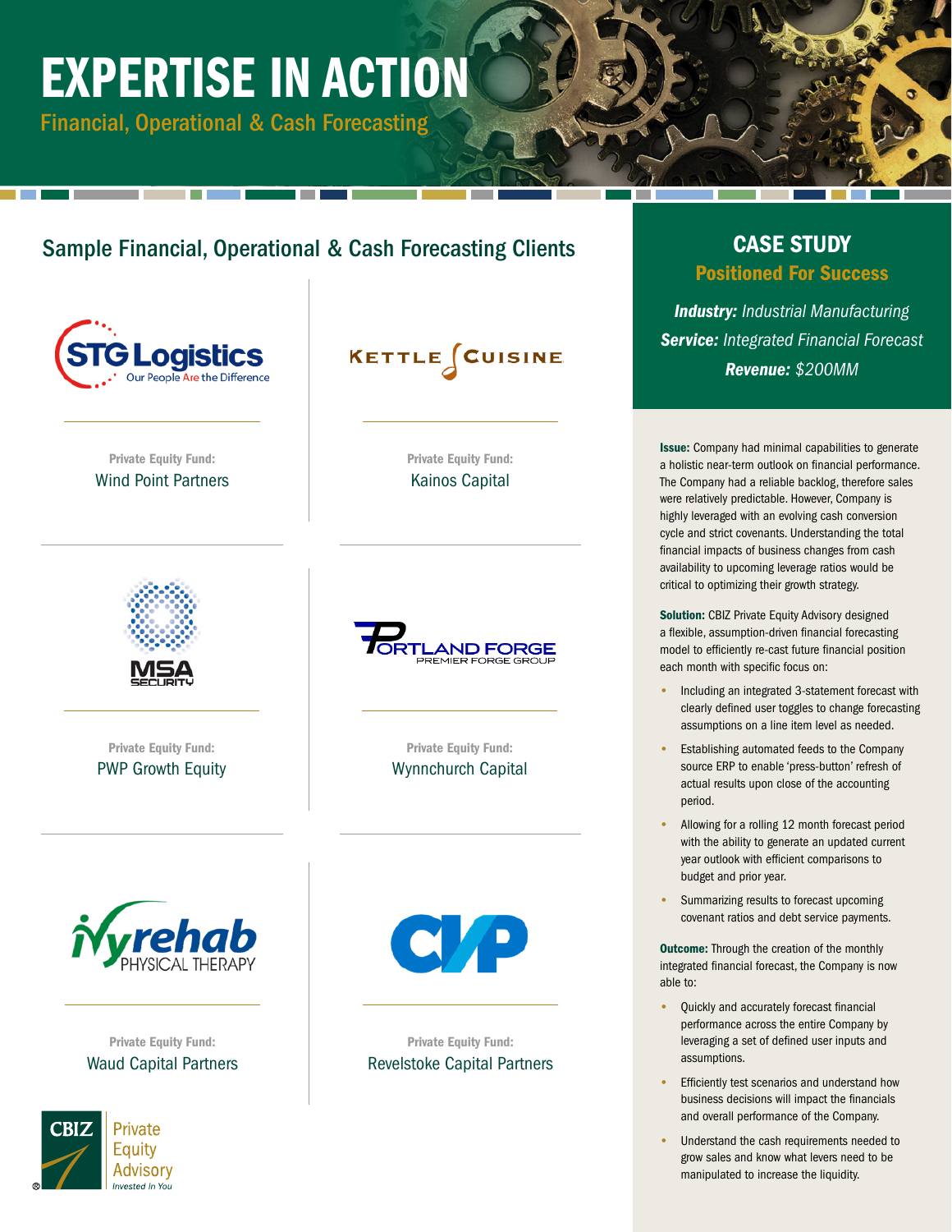# EXPERTISE IN ACTION

Financial, Operational & Cash Forecasting

## Sample Financial, Operational & Cash Forecasting Clients

STG Logistics — Our People Are the Difference

Private Equity Fund:
Wind Point Partners

KETTLE CUISINE

Private Equity Fund:
Kainos Capital

MSA SECURITY

Private Equity Fund:
PWP Growth Equity

PORTLAND FORGE — PREMIER FORGE GROUP

Private Equity Fund:
Wynnchurch Capital

ivyrehab PHYSICAL THERAPY

Private Equity Fund:
Waud Capital Partners

CVP

Private Equity Fund:
Revelstoke Capital Partners

CBIZ Private Equity Advisory — *Invested In You*

## CASE STUDY

### Positioned For Success

***Industry:*** *Industrial Manufacturing*

***Service:*** *Integrated Financial Forecast*

***Revenue:*** *$200MM*

**Issue:** Company had minimal capabilities to generate a holistic near-term outlook on financial performance. The Company had a reliable backlog, therefore sales were relatively predictable. However, Company is highly leveraged with an evolving cash conversion cycle and strict covenants. Understanding the total financial impacts of business changes from cash availability to upcoming leverage ratios would be critical to optimizing their growth strategy.

**Solution:** CBIZ Private Equity Advisory designed a flexible, assumption-driven financial forecasting model to efficiently re-cast future financial position each month with specific focus on:

- Including an integrated 3-statement forecast with clearly defined user toggles to change forecasting assumptions on a line item level as needed.
- Establishing automated feeds to the Company source ERP to enable 'press-button' refresh of actual results upon close of the accounting period.
- Allowing for a rolling 12 month forecast period with the ability to generate an updated current year outlook with efficient comparisons to budget and prior year.
- Summarizing results to forecast upcoming covenant ratios and debt service payments.

**Outcome:** Through the creation of the monthly integrated financial forecast, the Company is now able to:

- Quickly and accurately forecast financial performance across the entire Company by leveraging a set of defined user inputs and assumptions.
- Efficiently test scenarios and understand how business decisions will impact the financials and overall performance of the Company.
- Understand the cash requirements needed to grow sales and know what levers need to be manipulated to increase the liquidity.